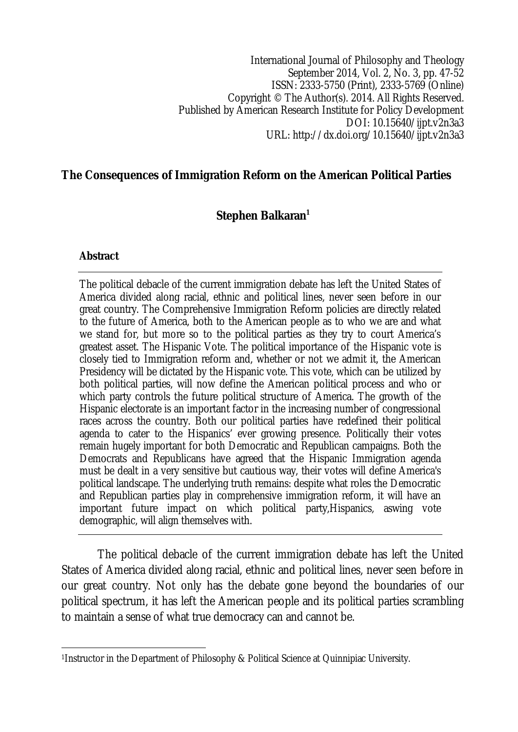# The Consequences of Immigration Reform on the American Political Parties

**Stephen Balkaran[1]**

### Abstract

The political debacle of the current immigration debate has left the United States of America divided along racial, ethnic and political lines, never seen before in our great country. The Comprehensive Immigration Reform policies are directly related to the future of America, both to the American people as to who we are and what we stand for, but more so to the political parties as they try to court America's greatest asset. The Hispanic Vote. The political importance of the Hispanic vote is closely tied to Immigration reform and, whether or not we admit it, the American Presidency will be dictated by the Hispanic vote. This vote, which can be utilized by both political parties, will now define the American political process and who or which party controls the future political structure of America. The growth of the Hispanic electorate is an important factor in the increasing number of congressional races across the country. Both our political parties have redefined their political agenda to cater to the Hispanics' ever growing presence. Politically their votes remain hugely important for both Democratic and Republican campaigns. Both the Democrats and Republicans have agreed that the Hispanic Immigration agenda must be dealt in a very sensitive but cautious way, their votes will define America's political landscape. The underlying truth remains: despite what roles the Democratic and Republican parties play in comprehensive immigration reform, it will have an important future impact on which political party,Hispanics, aswing vote demographic, will align themselves with.

---

The political debacle of the current immigration debate has left the United States of America divided along racial, ethnic and political lines, never seen before in our great country. Not only has the debate gone beyond the boundaries of our political spectrum, it has left the American people and its political parties scrambling to maintain a sense of what true democracy can and cannot be.

---

[1] Instructor in the Department of Philosophy & Political Science at Quinnipiac University.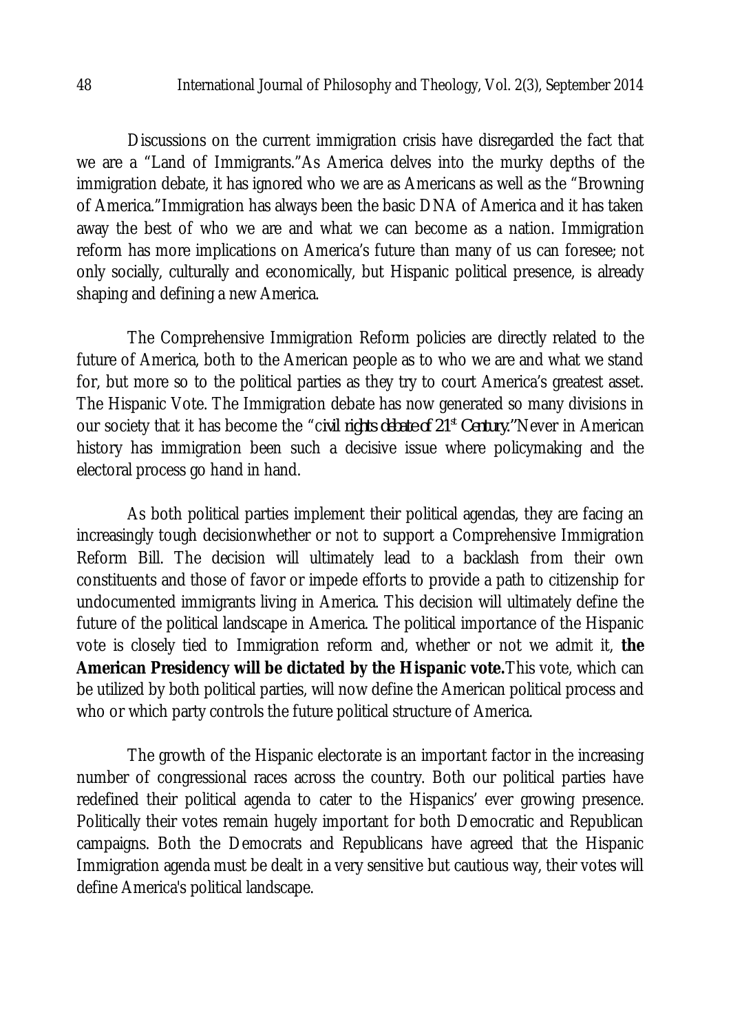Discussions on the current immigration crisis have disregarded the fact that we are a "Land of Immigrants."As America delves into the murky depths of the immigration debate, it has ignored who we are as Americans as well as the "Browning of America."Immigration has always been the basic DNA of America and it has taken away the best of who we are and what we can become as a nation. Immigration reform has more implications on America's future than many of us can foresee; not only socially, culturally and economically, but Hispanic political presence, is already shaping and defining a new America.

The Comprehensive Immigration Reform policies are directly related to the future of America, both to the American people as to who we are and what we stand for, but more so to the political parties as they try to court America's greatest asset. The Hispanic Vote. The Immigration debate has now generated so many divisions in our society that it has become the "*civil rights debate of 21st Century.*"Never in American history has immigration been such a decisive issue where policymaking and the electoral process go hand in hand.

As both political parties implement their political agendas, they are facing an increasingly tough decisionwhether or not to support a Comprehensive Immigration Reform Bill. The decision will ultimately lead to a backlash from their own constituents and those of favor or impede efforts to provide a path to citizenship for undocumented immigrants living in America. This decision will ultimately define the future of the political landscape in America. The political importance of the Hispanic vote is closely tied to Immigration reform and, whether or not we admit it, **the American Presidency will be dictated by the Hispanic vote.**This vote, which can be utilized by both political parties, will now define the American political process and who or which party controls the future political structure of America.

The growth of the Hispanic electorate is an important factor in the increasing number of congressional races across the country. Both our political parties have redefined their political agenda to cater to the Hispanics' ever growing presence. Politically their votes remain hugely important for both Democratic and Republican campaigns. Both the Democrats and Republicans have agreed that the Hispanic Immigration agenda must be dealt in a very sensitive but cautious way, their votes will define America's political landscape.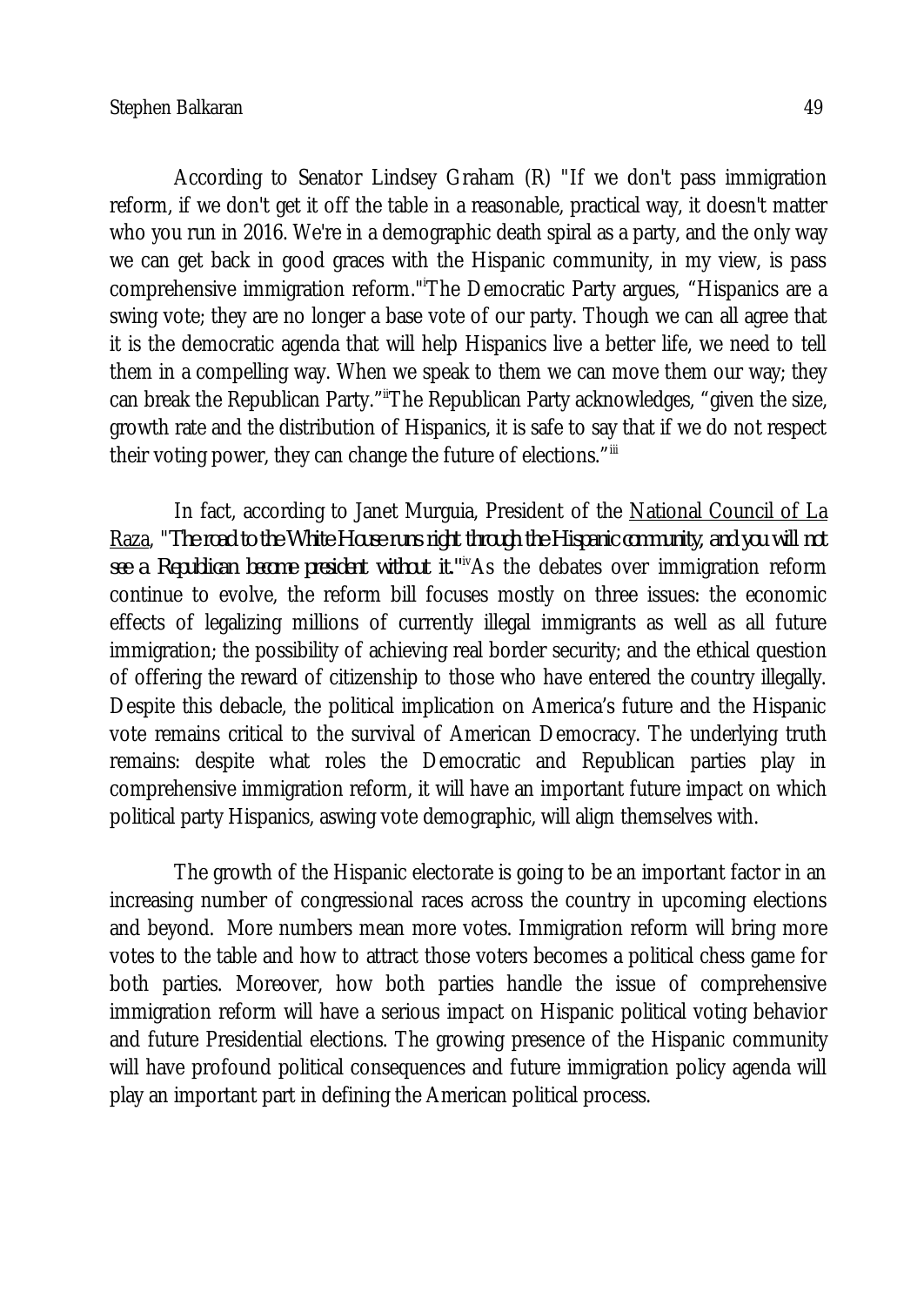According to Senator Lindsey Graham (R) "If we don't pass immigration reform, if we don't get it off the table in a reasonable, practical way, it doesn't matter who you run in 2016. We're in a demographic death spiral as a party, and the only way we can get back in good graces with the Hispanic community, in my view, is pass comprehensive immigration reform."[i] The Democratic Party argues, "Hispanics are a swing vote; they are no longer a base vote of our party. Though we can all agree that it is the democratic agenda that will help Hispanics live a better life, we need to tell them in a compelling way. When we speak to them we can move them our way; they can break the Republican Party."[ii] The Republican Party acknowledges, "given the size, growth rate and the distribution of Hispanics, it is safe to say that if we do not respect their voting power, they can change the future of elections."[iii]

In fact, according to Janet Murguia, President of the National Council of La Raza, *"The road to the White House runs right through the Hispanic community, and you will not see a Republican become president without it."*[iv] As the debates over immigration reform continue to evolve, the reform bill focuses mostly on three issues: the economic effects of legalizing millions of currently illegal immigrants as well as all future immigration; the possibility of achieving real border security; and the ethical question of offering the reward of citizenship to those who have entered the country illegally. Despite this debacle, the political implication on America's future and the Hispanic vote remains critical to the survival of American Democracy. The underlying truth remains: despite what roles the Democratic and Republican parties play in comprehensive immigration reform, it will have an important future impact on which political party Hispanics, aswing vote demographic, will align themselves with.

The growth of the Hispanic electorate is going to be an important factor in an increasing number of congressional races across the country in upcoming elections and beyond. More numbers mean more votes. Immigration reform will bring more votes to the table and how to attract those voters becomes a political chess game for both parties. Moreover, how both parties handle the issue of comprehensive immigration reform will have a serious impact on Hispanic political voting behavior and future Presidential elections. The growing presence of the Hispanic community will have profound political consequences and future immigration policy agenda will play an important part in defining the American political process.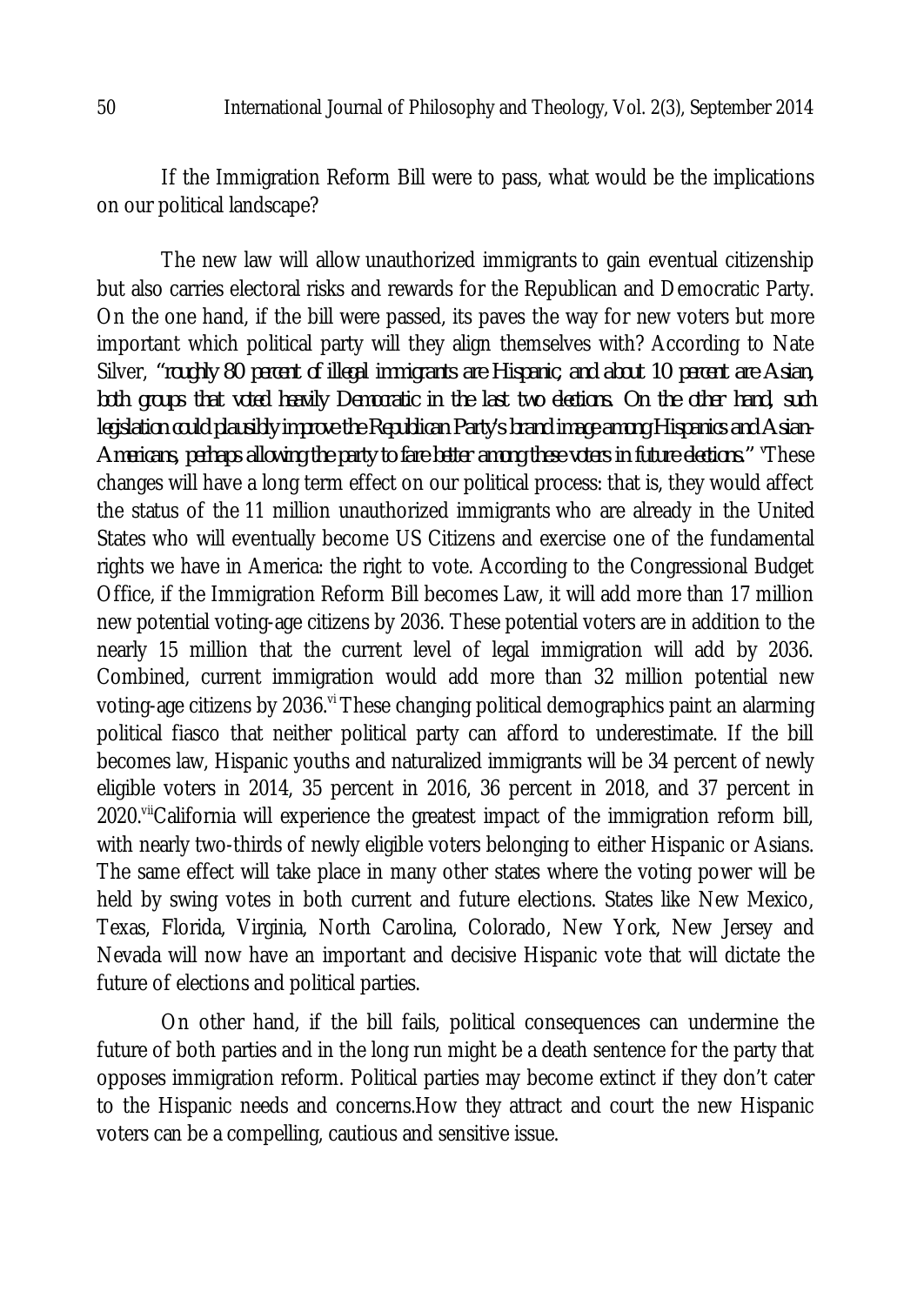If the Immigration Reform Bill were to pass, what would be the implications on our political landscape?

The new law will allow unauthorized immigrants to gain eventual citizenship but also carries electoral risks and rewards for the Republican and Democratic Party. On the one hand, if the bill were passed, its paves the way for new voters but more important which political party will they align themselves with? According to Nate Silver, *"roughly 80 percent of illegal immigrants are Hispanic, and about 10 percent are Asian, both groups that voted heavily Democratic in the last two elections. On the other hand, such legislation could plausibly improve the Republican Party's brand image among Hispanics and Asian-Americans, perhaps allowing the party to fare better among these voters in future elections."* [v]These changes will have a long term effect on our political process: that is, they would affect the status of the 11 million unauthorized immigrants who are already in the United States who will eventually become US Citizens and exercise one of the fundamental rights we have in America: the right to vote. According to the Congressional Budget Office, if the Immigration Reform Bill becomes Law, it will add more than 17 million new potential voting-age citizens by 2036. These potential voters are in addition to the nearly 15 million that the current level of legal immigration will add by 2036. Combined, current immigration would add more than 32 million potential new voting-age citizens by 2036.[vi] These changing political demographics paint an alarming political fiasco that neither political party can afford to underestimate. If the bill becomes law, Hispanic youths and naturalized immigrants will be 34 percent of newly eligible voters in 2014, 35 percent in 2016, 36 percent in 2018, and 37 percent in 2020.[vii]California will experience the greatest impact of the immigration reform bill, with nearly two-thirds of newly eligible voters belonging to either Hispanic or Asians. The same effect will take place in many other states where the voting power will be held by swing votes in both current and future elections. States like New Mexico, Texas, Florida, Virginia, North Carolina, Colorado, New York, New Jersey and Nevada will now have an important and decisive Hispanic vote that will dictate the future of elections and political parties.

On other hand, if the bill fails, political consequences can undermine the future of both parties and in the long run might be a death sentence for the party that opposes immigration reform. Political parties may become extinct if they don't cater to the Hispanic needs and concerns.How they attract and court the new Hispanic voters can be a compelling, cautious and sensitive issue.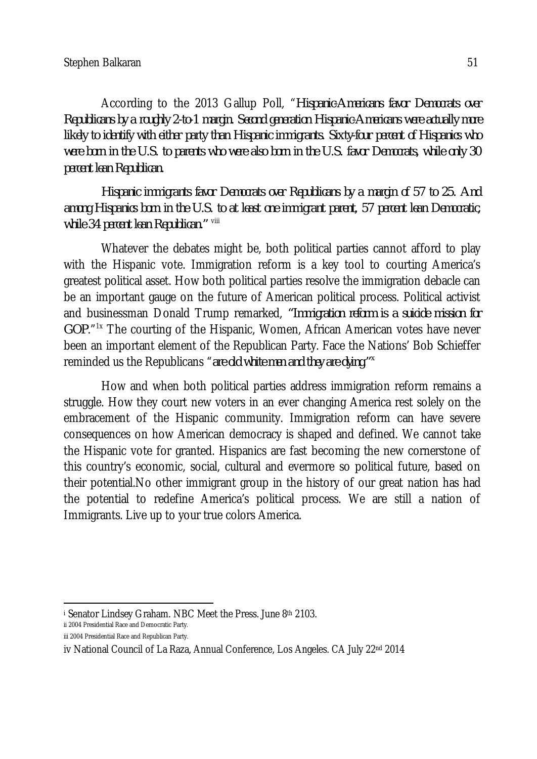According to the 2013 Gallup Poll, "*Hispanic-Americans favor Democrats over Republicans by a roughly 2-to-1 margin. Second generation Hispanic-Americans were actually more likely to identify with either party than Hispanic immigrants. Sixty-four percent of Hispanics who were born in the U.S. to parents who were also born in the U.S. favor Democrats, while only 30 percent lean Republican.*

*Hispanic immigrants favor Democrats over Republicans by a margin of 57 to 25. And among Hispanics born in the U.S. to at least one immigrant parent, 57 percent lean Democratic, while 34 percent lean Republican.*" [viii]

Whatever the debates might be, both political parties cannot afford to play with the Hispanic vote. Immigration reform is a key tool to courting America's greatest political asset. How both political parties resolve the immigration debacle can be an important gauge on the future of American political process. Political activist and businessman Donald Trump remarked, "*Immigration reform is a suicide mission for GOP.*"[1x] The courting of the Hispanic, Women, African American votes have never been an important element of the Republican Party. Face the Nations' Bob Schieffer reminded us the Republicans "*are old white men and they are dying*"[x]

How and when both political parties address immigration reform remains a struggle. How they court new voters in an ever changing America rest solely on the embracement of the Hispanic community. Immigration reform can have severe consequences on how American democracy is shaped and defined. We cannot take the Hispanic vote for granted. Hispanics are fast becoming the new cornerstone of this country's economic, social, cultural and evermore so political future, based on their potential.No other immigrant group in the history of our great nation has had the potential to redefine America's political process. We are still a nation of Immigrants. Live up to your true colors America.

---

[i] Senator Lindsey Graham. NBC Meet the Press. June 8th 2103.

ii 2004 Presidential Race and Democratic Party.

iii 2004 Presidential Race and Republican Party.

iv National Council of La Raza, Annual Conference, Los Angeles. CA July 22nd 2014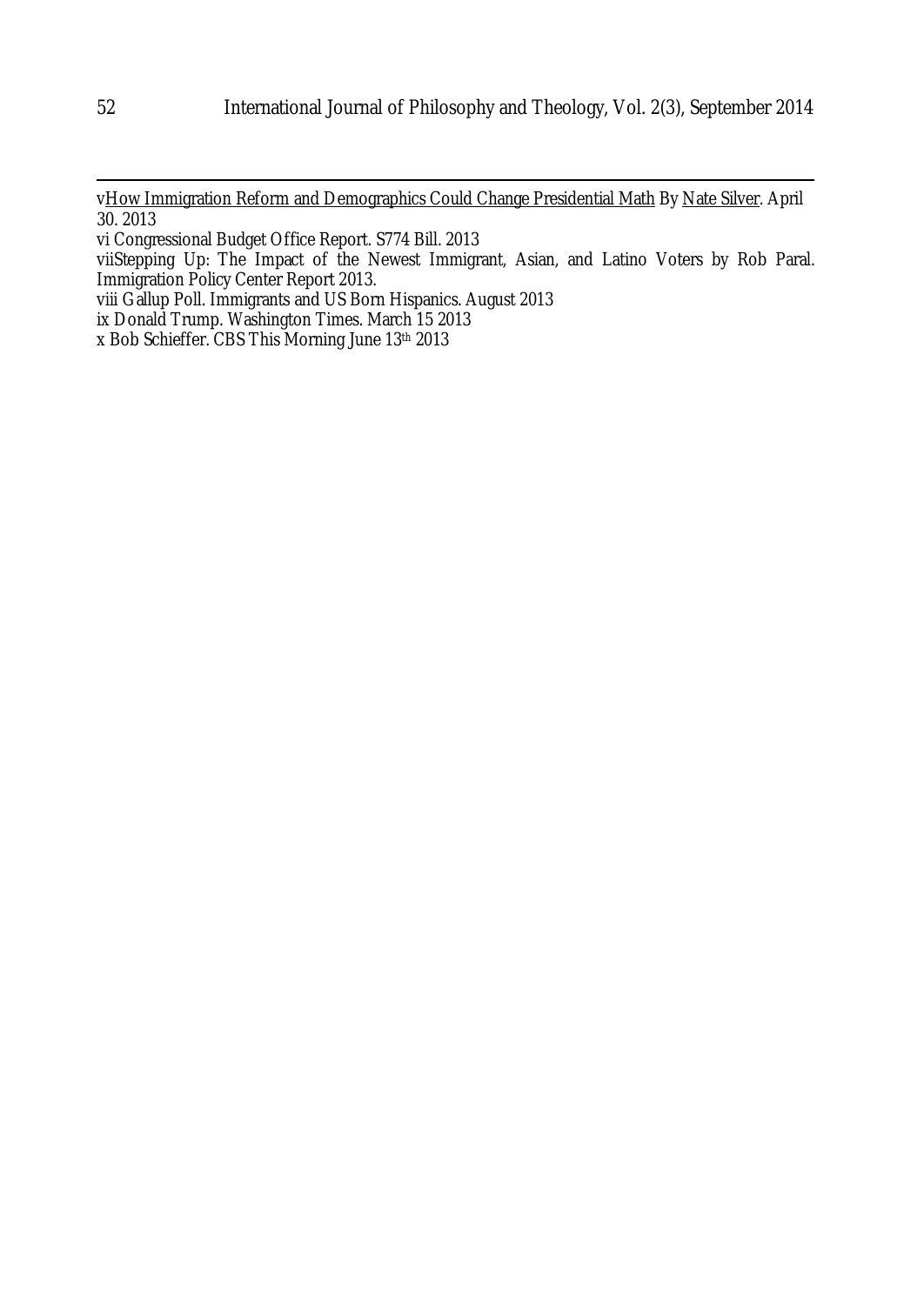v How Immigration Reform and Demographics Could Change Presidential Math By Nate Silver. April 30. 2013

vi Congressional Budget Office Report. S774 Bill. 2013

vii Stepping Up: The Impact of the Newest Immigrant, Asian, and Latino Voters by Rob Paral. Immigration Policy Center Report 2013.

viii Gallup Poll. Immigrants and US Born Hispanics. August 2013

ix Donald Trump. Washington Times. March 15 2013

x Bob Schieffer. CBS This Morning June 13th 2013